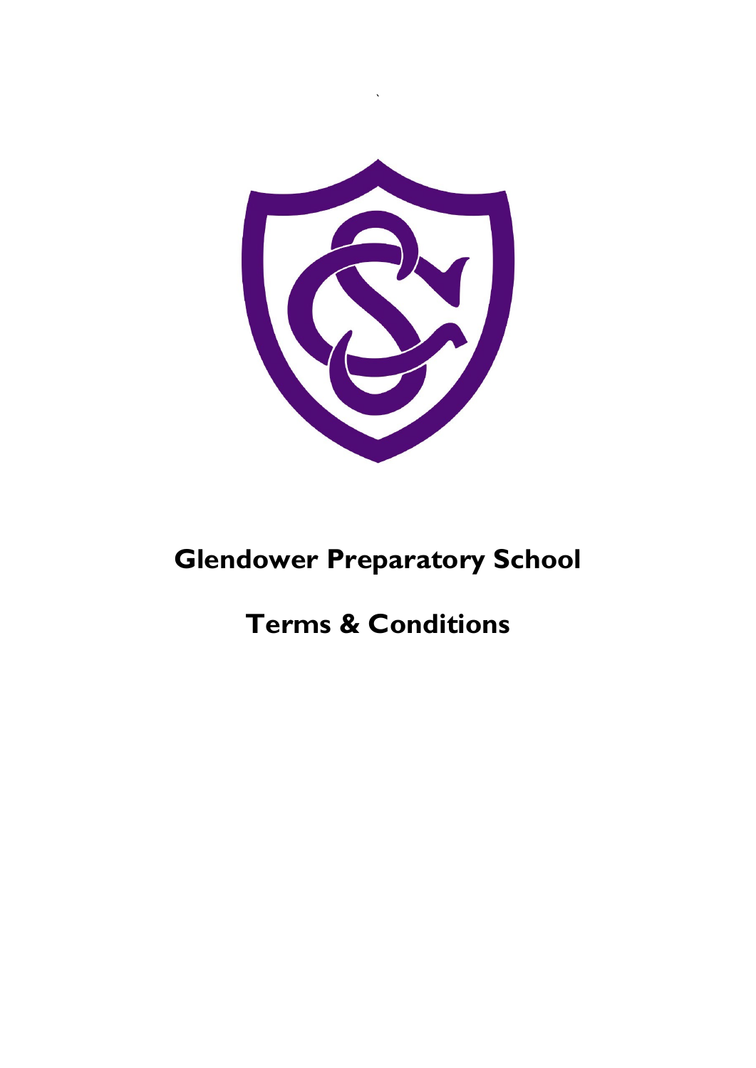# Glendower Preparatory School

# Terms & Conditions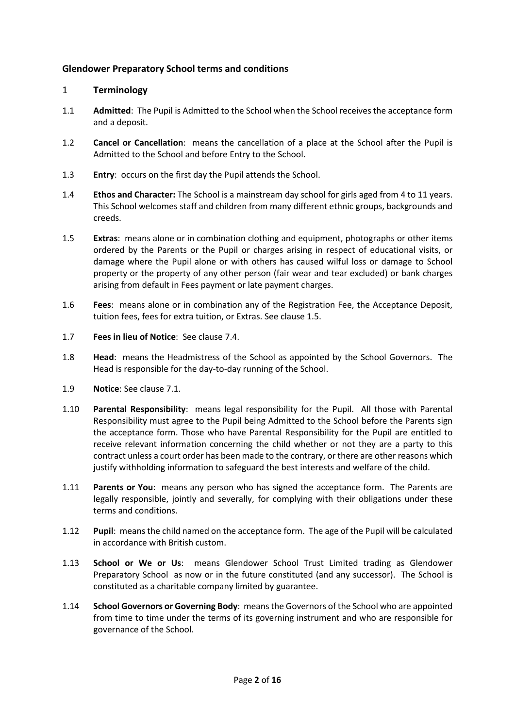### Glendower Preparatory School terms and conditions

## 1 Terminology

1.1 **Admitted**: The Pupil is Admitted to the School when the School receives the acceptance form and a deposit.

1.2 **Cancel or Cancellation**: means the cancellation of a place at the School after the Pupil is Admitted to the School and before Entry to the School.

1.3 **Entry**: occurs on the first day the Pupil attends the School.

1.4 **Ethos and Character:** The School is a mainstream day school for girls aged from 4 to 11 years. This School welcomes staff and children from many different ethnic groups, backgrounds and creeds.

1.5 **Extras**: means alone or in combination clothing and equipment, photographs or other items ordered by the Parents or the Pupil or charges arising in respect of educational visits, or damage where the Pupil alone or with others has caused wilful loss or damage to School property or the property of any other person (fair wear and tear excluded) or bank charges arising from default in Fees payment or late payment charges.

1.6 **Fees**: means alone or in combination any of the Registration Fee, the Acceptance Deposit, tuition fees, fees for extra tuition, or Extras. See clause 1.5.

1.7 **Fees in lieu of Notice**: See clause 7.4.

1.8 **Head**: means the Headmistress of the School as appointed by the School Governors. The Head is responsible for the day-to-day running of the School.

1.9 **Notice**: See clause 7.1.

1.10 **Parental Responsibility**: means legal responsibility for the Pupil. All those with Parental Responsibility must agree to the Pupil being Admitted to the School before the Parents sign the acceptance form. Those who have Parental Responsibility for the Pupil are entitled to receive relevant information concerning the child whether or not they are a party to this contract unless a court order has been made to the contrary, or there are other reasons which justify withholding information to safeguard the best interests and welfare of the child.

1.11 **Parents or You**: means any person who has signed the acceptance form. The Parents are legally responsible, jointly and severally, for complying with their obligations under these terms and conditions.

1.12 **Pupil**: means the child named on the acceptance form. The age of the Pupil will be calculated in accordance with British custom.

1.13 **School or We or Us**: means Glendower School Trust Limited trading as Glendower Preparatory School as now or in the future constituted (and any successor). The School is constituted as a charitable company limited by guarantee.

1.14 **School Governors or Governing Body**: means the Governors of the School who are appointed from time to time under the terms of its governing instrument and who are responsible for governance of the School.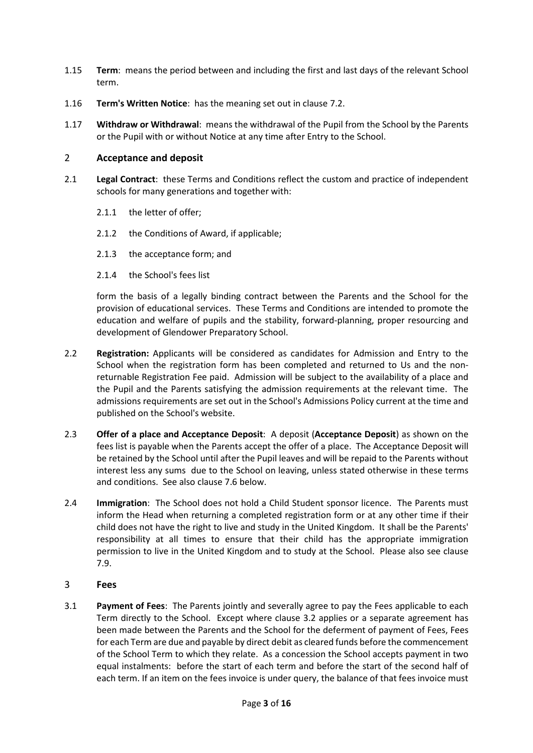1.15 **Term**: means the period between and including the first and last days of the relevant School term.

1.16 **Term's Written Notice**: has the meaning set out in clause 7.2.

1.17 **Withdraw or Withdrawal**: means the withdrawal of the Pupil from the School by the Parents or the Pupil with or without Notice at any time after Entry to the School.

## 2 Acceptance and deposit

2.1 **Legal Contract**: these Terms and Conditions reflect the custom and practice of independent schools for many generations and together with:

2.1.1 the letter of offer;

2.1.2 the Conditions of Award, if applicable;

2.1.3 the acceptance form; and

2.1.4 the School's fees list

form the basis of a legally binding contract between the Parents and the School for the provision of educational services. These Terms and Conditions are intended to promote the education and welfare of pupils and the stability, forward-planning, proper resourcing and development of Glendower Preparatory School.

2.2 **Registration:** Applicants will be considered as candidates for Admission and Entry to the School when the registration form has been completed and returned to Us and the non-returnable Registration Fee paid. Admission will be subject to the availability of a place and the Pupil and the Parents satisfying the admission requirements at the relevant time. The admissions requirements are set out in the School's Admissions Policy current at the time and published on the School's website.

2.3 **Offer of a place and Acceptance Deposit**: A deposit (**Acceptance Deposit**) as shown on the fees list is payable when the Parents accept the offer of a place. The Acceptance Deposit will be retained by the School until after the Pupil leaves and will be repaid to the Parents without interest less any sums due to the School on leaving, unless stated otherwise in these terms and conditions. See also clause 7.6 below.

2.4 **Immigration**: The School does not hold a Child Student sponsor licence. The Parents must inform the Head when returning a completed registration form or at any other time if their child does not have the right to live and study in the United Kingdom. It shall be the Parents' responsibility at all times to ensure that their child has the appropriate immigration permission to live in the United Kingdom and to study at the School. Please also see clause 7.9.

## 3 Fees

3.1 **Payment of Fees**: The Parents jointly and severally agree to pay the Fees applicable to each Term directly to the School. Except where clause 3.2 applies or a separate agreement has been made between the Parents and the School for the deferment of payment of Fees, Fees for each Term are due and payable by direct debit as cleared funds before the commencement of the School Term to which they relate. As a concession the School accepts payment in two equal instalments: before the start of each term and before the start of the second half of each term. If an item on the fees invoice is under query, the balance of that fees invoice must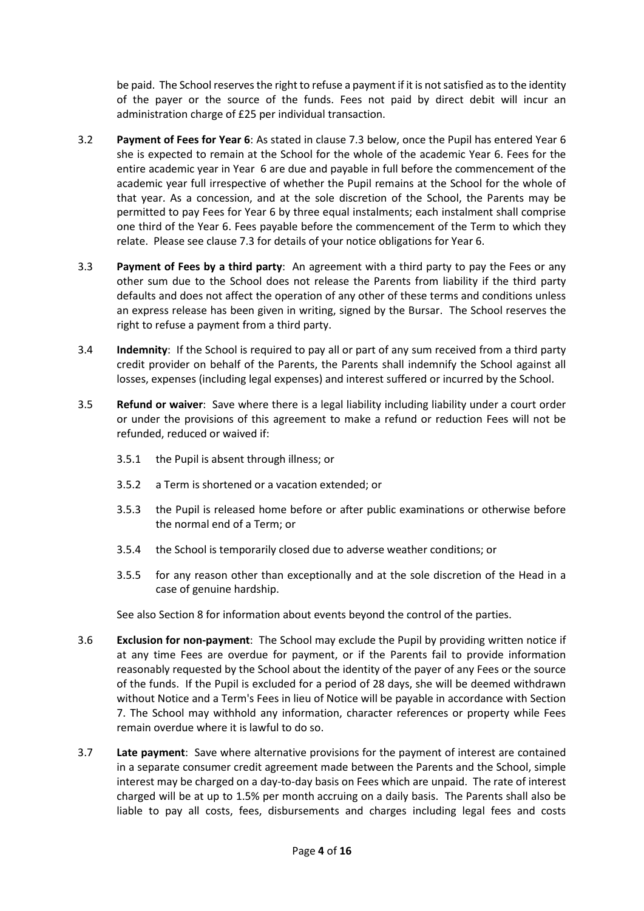be paid. The School reserves the right to refuse a payment if it is not satisfied as to the identity of the payer or the source of the funds. Fees not paid by direct debit will incur an administration charge of £25 per individual transaction.

3.2 **Payment of Fees for Year 6**: As stated in clause 7.3 below, once the Pupil has entered Year 6 she is expected to remain at the School for the whole of the academic Year 6. Fees for the entire academic year in Year 6 are due and payable in full before the commencement of the academic year full irrespective of whether the Pupil remains at the School for the whole of that year. As a concession, and at the sole discretion of the School, the Parents may be permitted to pay Fees for Year 6 by three equal instalments; each instalment shall comprise one third of the Year 6. Fees payable before the commencement of the Term to which they relate. Please see clause 7.3 for details of your notice obligations for Year 6.

3.3 **Payment of Fees by a third party**: An agreement with a third party to pay the Fees or any other sum due to the School does not release the Parents from liability if the third party defaults and does not affect the operation of any other of these terms and conditions unless an express release has been given in writing, signed by the Bursar. The School reserves the right to refuse a payment from a third party.

3.4 **Indemnity**: If the School is required to pay all or part of any sum received from a third party credit provider on behalf of the Parents, the Parents shall indemnify the School against all losses, expenses (including legal expenses) and interest suffered or incurred by the School.

3.5 **Refund or waiver**: Save where there is a legal liability including liability under a court order or under the provisions of this agreement to make a refund or reduction Fees will not be refunded, reduced or waived if:

3.5.1 the Pupil is absent through illness; or

3.5.2 a Term is shortened or a vacation extended; or

3.5.3 the Pupil is released home before or after public examinations or otherwise before the normal end of a Term; or

3.5.4 the School is temporarily closed due to adverse weather conditions; or

3.5.5 for any reason other than exceptionally and at the sole discretion of the Head in a case of genuine hardship.

See also Section 8 for information about events beyond the control of the parties.

3.6 **Exclusion for non-payment**: The School may exclude the Pupil by providing written notice if at any time Fees are overdue for payment, or if the Parents fail to provide information reasonably requested by the School about the identity of the payer of any Fees or the source of the funds. If the Pupil is excluded for a period of 28 days, she will be deemed withdrawn without Notice and a Term's Fees in lieu of Notice will be payable in accordance with Section 7. The School may withhold any information, character references or property while Fees remain overdue where it is lawful to do so.

3.7 **Late payment**: Save where alternative provisions for the payment of interest are contained in a separate consumer credit agreement made between the Parents and the School, simple interest may be charged on a day-to-day basis on Fees which are unpaid. The rate of interest charged will be at up to 1.5% per month accruing on a daily basis. The Parents shall also be liable to pay all costs, fees, disbursements and charges including legal fees and costs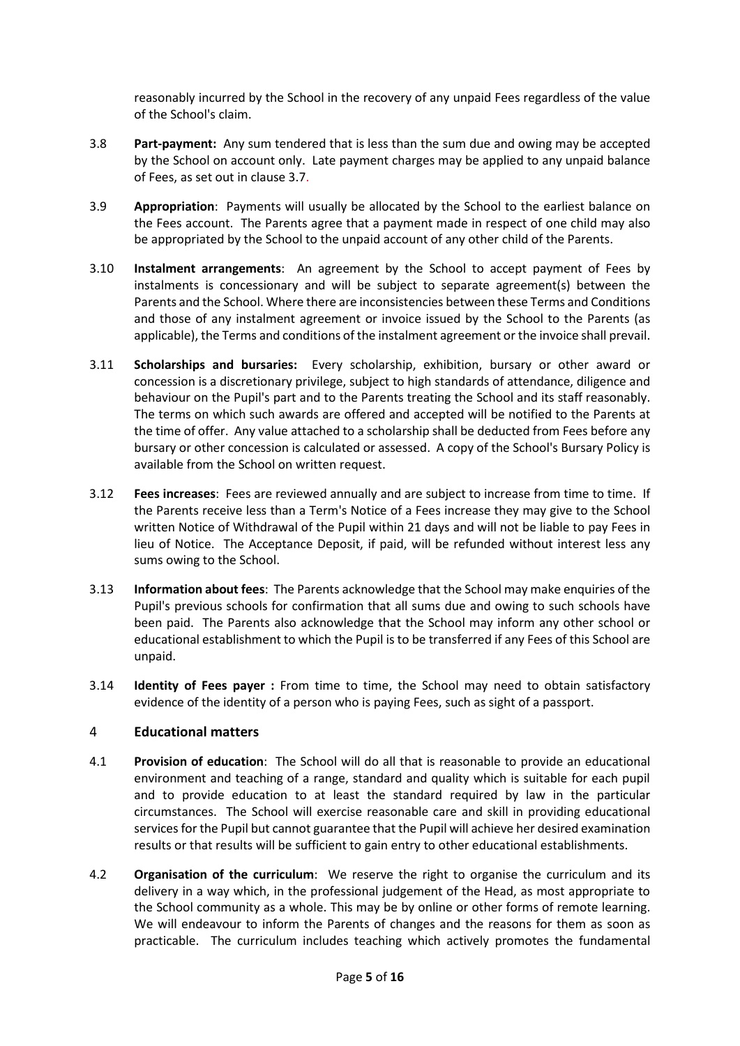reasonably incurred by the School in the recovery of any unpaid Fees regardless of the value of the School's claim.

3.8 **Part-payment:** Any sum tendered that is less than the sum due and owing may be accepted by the School on account only. Late payment charges may be applied to any unpaid balance of Fees, as set out in clause 3.7.

3.9 **Appropriation**: Payments will usually be allocated by the School to the earliest balance on the Fees account. The Parents agree that a payment made in respect of one child may also be appropriated by the School to the unpaid account of any other child of the Parents.

3.10 **Instalment arrangements**: An agreement by the School to accept payment of Fees by instalments is concessionary and will be subject to separate agreement(s) between the Parents and the School. Where there are inconsistencies between these Terms and Conditions and those of any instalment agreement or invoice issued by the School to the Parents (as applicable), the Terms and conditions of the instalment agreement or the invoice shall prevail.

3.11 **Scholarships and bursaries:** Every scholarship, exhibition, bursary or other award or concession is a discretionary privilege, subject to high standards of attendance, diligence and behaviour on the Pupil's part and to the Parents treating the School and its staff reasonably. The terms on which such awards are offered and accepted will be notified to the Parents at the time of offer. Any value attached to a scholarship shall be deducted from Fees before any bursary or other concession is calculated or assessed. A copy of the School's Bursary Policy is available from the School on written request.

3.12 **Fees increases**: Fees are reviewed annually and are subject to increase from time to time. If the Parents receive less than a Term's Notice of a Fees increase they may give to the School written Notice of Withdrawal of the Pupil within 21 days and will not be liable to pay Fees in lieu of Notice. The Acceptance Deposit, if paid, will be refunded without interest less any sums owing to the School.

3.13 **Information about fees**: The Parents acknowledge that the School may make enquiries of the Pupil's previous schools for confirmation that all sums due and owing to such schools have been paid. The Parents also acknowledge that the School may inform any other school or educational establishment to which the Pupil is to be transferred if any Fees of this School are unpaid.

3.14 **Identity of Fees payer :** From time to time, the School may need to obtain satisfactory evidence of the identity of a person who is paying Fees, such as sight of a passport.

## 4 Educational matters

4.1 **Provision of education**: The School will do all that is reasonable to provide an educational environment and teaching of a range, standard and quality which is suitable for each pupil and to provide education to at least the standard required by law in the particular circumstances. The School will exercise reasonable care and skill in providing educational services for the Pupil but cannot guarantee that the Pupil will achieve her desired examination results or that results will be sufficient to gain entry to other educational establishments.

4.2 **Organisation of the curriculum**: We reserve the right to organise the curriculum and its delivery in a way which, in the professional judgement of the Head, as most appropriate to the School community as a whole. This may be by online or other forms of remote learning. We will endeavour to inform the Parents of changes and the reasons for them as soon as practicable. The curriculum includes teaching which actively promotes the fundamental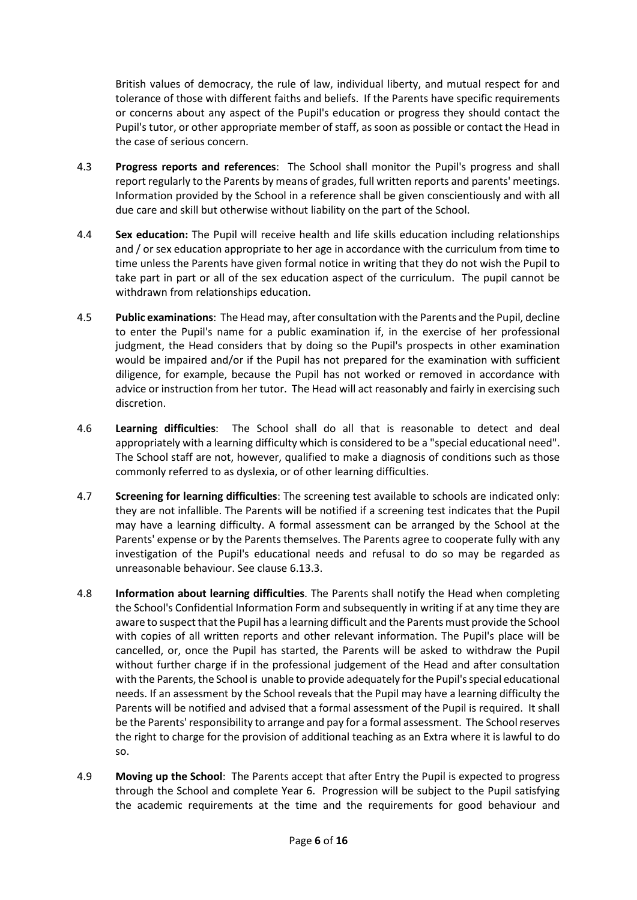British values of democracy, the rule of law, individual liberty, and mutual respect for and tolerance of those with different faiths and beliefs. If the Parents have specific requirements or concerns about any aspect of the Pupil's education or progress they should contact the Pupil's tutor, or other appropriate member of staff, as soon as possible or contact the Head in the case of serious concern.

4.3 **Progress reports and references**: The School shall monitor the Pupil's progress and shall report regularly to the Parents by means of grades, full written reports and parents' meetings. Information provided by the School in a reference shall be given conscientiously and with all due care and skill but otherwise without liability on the part of the School.

4.4 **Sex education:** The Pupil will receive health and life skills education including relationships and / or sex education appropriate to her age in accordance with the curriculum from time to time unless the Parents have given formal notice in writing that they do not wish the Pupil to take part in part or all of the sex education aspect of the curriculum. The pupil cannot be withdrawn from relationships education.

4.5 **Public examinations**: The Head may, after consultation with the Parents and the Pupil, decline to enter the Pupil's name for a public examination if, in the exercise of her professional judgment, the Head considers that by doing so the Pupil's prospects in other examination would be impaired and/or if the Pupil has not prepared for the examination with sufficient diligence, for example, because the Pupil has not worked or removed in accordance with advice or instruction from her tutor. The Head will act reasonably and fairly in exercising such discretion.

4.6 **Learning difficulties**: The School shall do all that is reasonable to detect and deal appropriately with a learning difficulty which is considered to be a "special educational need". The School staff are not, however, qualified to make a diagnosis of conditions such as those commonly referred to as dyslexia, or of other learning difficulties.

4.7 **Screening for learning difficulties**: The screening test available to schools are indicated only: they are not infallible. The Parents will be notified if a screening test indicates that the Pupil may have a learning difficulty. A formal assessment can be arranged by the School at the Parents' expense or by the Parents themselves. The Parents agree to cooperate fully with any investigation of the Pupil's educational needs and refusal to do so may be regarded as unreasonable behaviour. See clause 6.13.3.

4.8 **Information about learning difficulties**. The Parents shall notify the Head when completing the School's Confidential Information Form and subsequently in writing if at any time they are aware to suspect that the Pupil has a learning difficult and the Parents must provide the School with copies of all written reports and other relevant information. The Pupil's place will be cancelled, or, once the Pupil has started, the Parents will be asked to withdraw the Pupil without further charge if in the professional judgement of the Head and after consultation with the Parents, the School is unable to provide adequately for the Pupil's special educational needs. If an assessment by the School reveals that the Pupil may have a learning difficulty the Parents will be notified and advised that a formal assessment of the Pupil is required. It shall be the Parents' responsibility to arrange and pay for a formal assessment. The School reserves the right to charge for the provision of additional teaching as an Extra where it is lawful to do so.

4.9 **Moving up the School**: The Parents accept that after Entry the Pupil is expected to progress through the School and complete Year 6. Progression will be subject to the Pupil satisfying the academic requirements at the time and the requirements for good behaviour and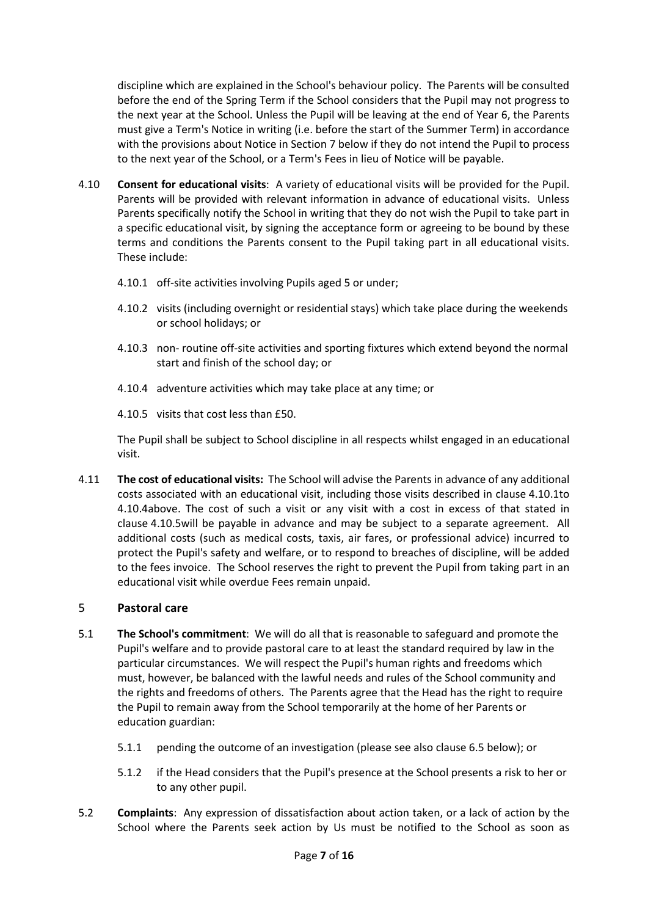discipline which are explained in the School's behaviour policy. The Parents will be consulted before the end of the Spring Term if the School considers that the Pupil may not progress to the next year at the School. Unless the Pupil will be leaving at the end of Year 6, the Parents must give a Term's Notice in writing (i.e. before the start of the Summer Term) in accordance with the provisions about Notice in Section 7 below if they do not intend the Pupil to process to the next year of the School, or a Term's Fees in lieu of Notice will be payable.

4.10 **Consent for educational visits**: A variety of educational visits will be provided for the Pupil. Parents will be provided with relevant information in advance of educational visits. Unless Parents specifically notify the School in writing that they do not wish the Pupil to take part in a specific educational visit, by signing the acceptance form or agreeing to be bound by these terms and conditions the Parents consent to the Pupil taking part in all educational visits. These include:

4.10.1 off-site activities involving Pupils aged 5 or under;

4.10.2 visits (including overnight or residential stays) which take place during the weekends or school holidays; or

4.10.3 non- routine off-site activities and sporting fixtures which extend beyond the normal start and finish of the school day; or

4.10.4 adventure activities which may take place at any time; or

4.10.5 visits that cost less than £50.

The Pupil shall be subject to School discipline in all respects whilst engaged in an educational visit.

4.11 **The cost of educational visits:** The School will advise the Parents in advance of any additional costs associated with an educational visit, including those visits described in clause 4.10.1to 4.10.4above. The cost of such a visit or any visit with a cost in excess of that stated in clause 4.10.5will be payable in advance and may be subject to a separate agreement. All additional costs (such as medical costs, taxis, air fares, or professional advice) incurred to protect the Pupil's safety and welfare, or to respond to breaches of discipline, will be added to the fees invoice. The School reserves the right to prevent the Pupil from taking part in an educational visit while overdue Fees remain unpaid.

## 5 Pastoral care

5.1 **The School's commitment**: We will do all that is reasonable to safeguard and promote the Pupil's welfare and to provide pastoral care to at least the standard required by law in the particular circumstances. We will respect the Pupil's human rights and freedoms which must, however, be balanced with the lawful needs and rules of the School community and the rights and freedoms of others. The Parents agree that the Head has the right to require the Pupil to remain away from the School temporarily at the home of her Parents or education guardian:

5.1.1 pending the outcome of an investigation (please see also clause 6.5 below); or

5.1.2 if the Head considers that the Pupil's presence at the School presents a risk to her or to any other pupil.

5.2 **Complaints**: Any expression of dissatisfaction about action taken, or a lack of action by the School where the Parents seek action by Us must be notified to the School as soon as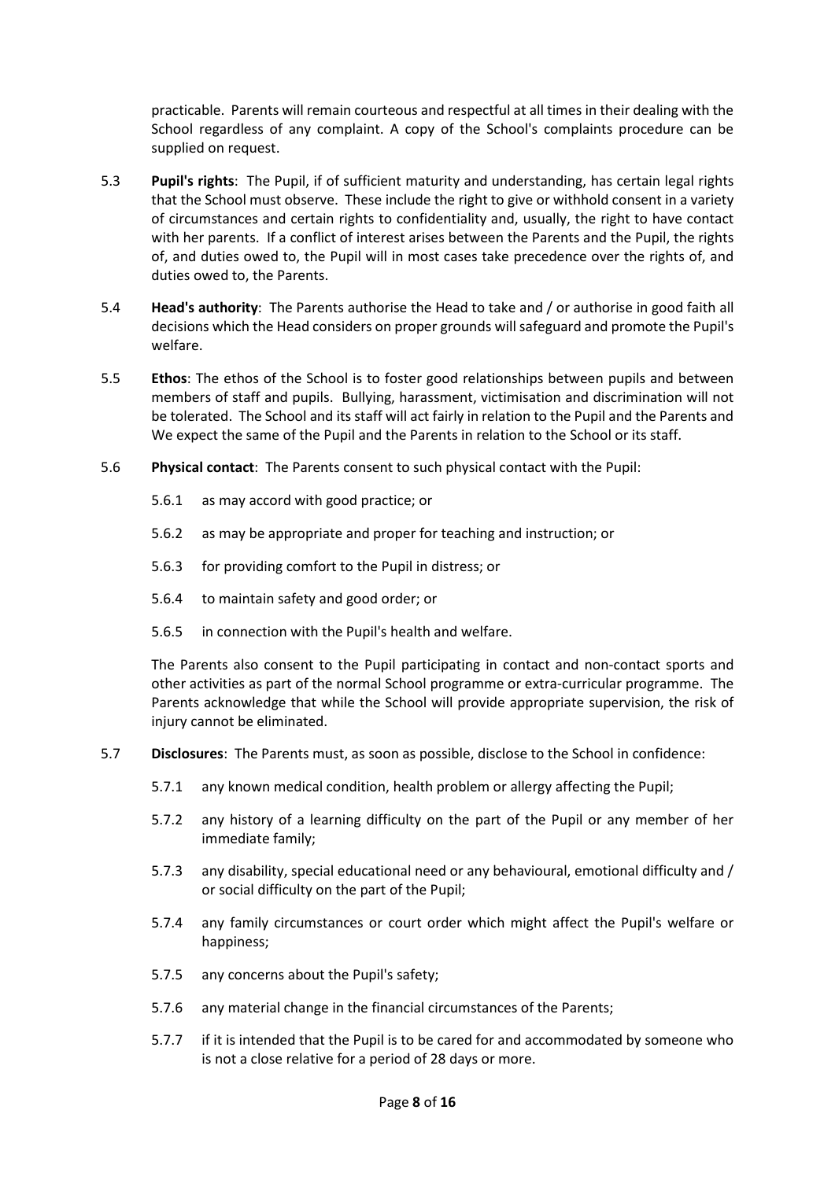practicable. Parents will remain courteous and respectful at all times in their dealing with the School regardless of any complaint. A copy of the School's complaints procedure can be supplied on request.

5.3 **Pupil's rights**: The Pupil, if of sufficient maturity and understanding, has certain legal rights that the School must observe. These include the right to give or withhold consent in a variety of circumstances and certain rights to confidentiality and, usually, the right to have contact with her parents. If a conflict of interest arises between the Parents and the Pupil, the rights of, and duties owed to, the Pupil will in most cases take precedence over the rights of, and duties owed to, the Parents.

5.4 **Head's authority**: The Parents authorise the Head to take and / or authorise in good faith all decisions which the Head considers on proper grounds will safeguard and promote the Pupil's welfare.

5.5 **Ethos**: The ethos of the School is to foster good relationships between pupils and between members of staff and pupils. Bullying, harassment, victimisation and discrimination will not be tolerated. The School and its staff will act fairly in relation to the Pupil and the Parents and We expect the same of the Pupil and the Parents in relation to the School or its staff.

5.6 **Physical contact**: The Parents consent to such physical contact with the Pupil:

5.6.1 as may accord with good practice; or

5.6.2 as may be appropriate and proper for teaching and instruction; or

5.6.3 for providing comfort to the Pupil in distress; or

5.6.4 to maintain safety and good order; or

5.6.5 in connection with the Pupil's health and welfare.

The Parents also consent to the Pupil participating in contact and non-contact sports and other activities as part of the normal School programme or extra-curricular programme. The Parents acknowledge that while the School will provide appropriate supervision, the risk of injury cannot be eliminated.

5.7 **Disclosures**: The Parents must, as soon as possible, disclose to the School in confidence:

5.7.1 any known medical condition, health problem or allergy affecting the Pupil;

5.7.2 any history of a learning difficulty on the part of the Pupil or any member of her immediate family;

5.7.3 any disability, special educational need or any behavioural, emotional difficulty and / or social difficulty on the part of the Pupil;

5.7.4 any family circumstances or court order which might affect the Pupil's welfare or happiness;

5.7.5 any concerns about the Pupil's safety;

5.7.6 any material change in the financial circumstances of the Parents;

5.7.7 if it is intended that the Pupil is to be cared for and accommodated by someone who is not a close relative for a period of 28 days or more.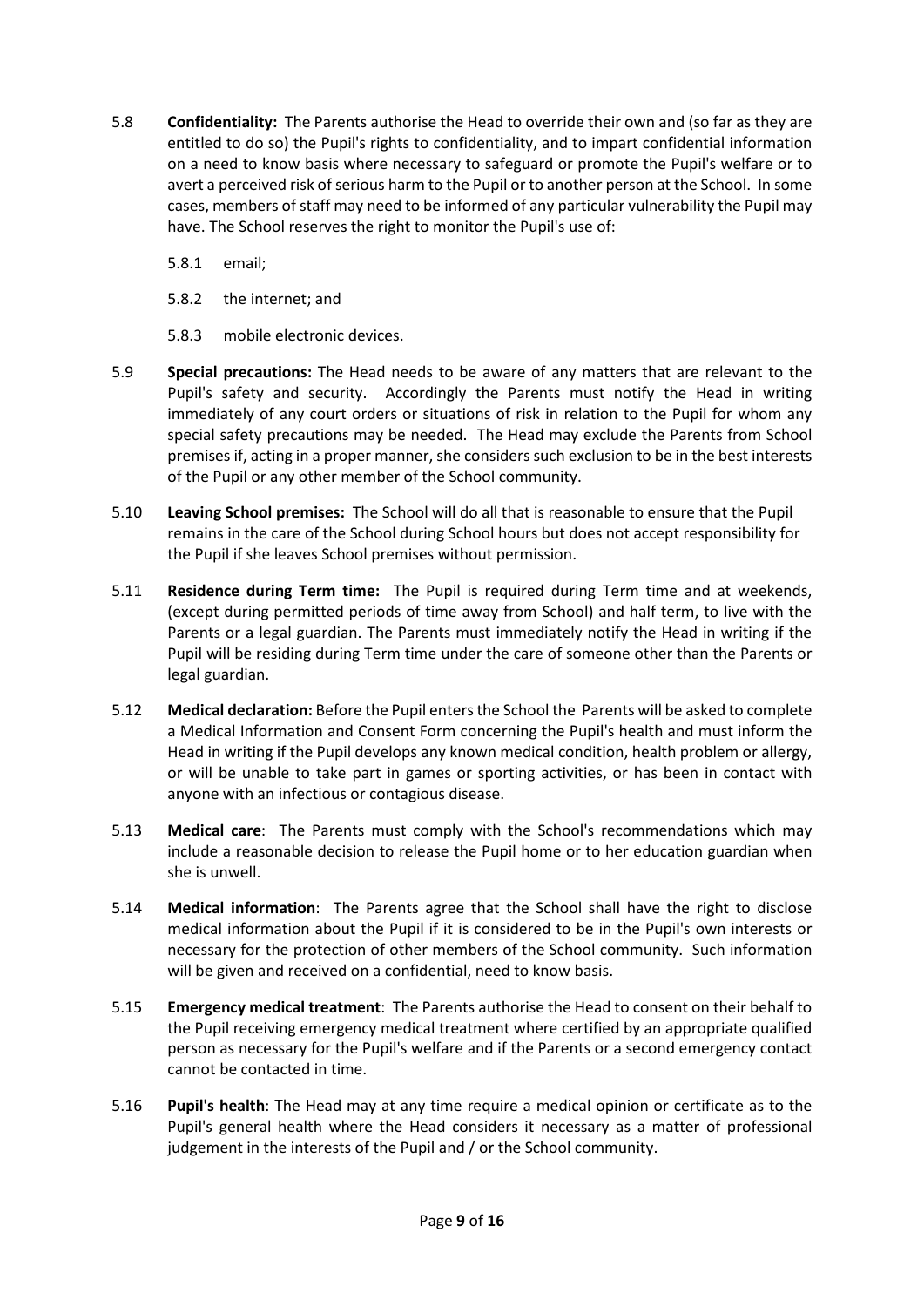5.8 **Confidentiality:** The Parents authorise the Head to override their own and (so far as they are entitled to do so) the Pupil's rights to confidentiality, and to impart confidential information on a need to know basis where necessary to safeguard or promote the Pupil's welfare or to avert a perceived risk of serious harm to the Pupil or to another person at the School. In some cases, members of staff may need to be informed of any particular vulnerability the Pupil may have. The School reserves the right to monitor the Pupil's use of:

 5.8.1 email;

 5.8.2 the internet; and

 5.8.3 mobile electronic devices.

5.9 **Special precautions:** The Head needs to be aware of any matters that are relevant to the Pupil's safety and security. Accordingly the Parents must notify the Head in writing immediately of any court orders or situations of risk in relation to the Pupil for whom any special safety precautions may be needed. The Head may exclude the Parents from School premises if, acting in a proper manner, she considers such exclusion to be in the best interests of the Pupil or any other member of the School community.

5.10 **Leaving School premises:** The School will do all that is reasonable to ensure that the Pupil remains in the care of the School during School hours but does not accept responsibility for the Pupil if she leaves School premises without permission.

5.11 **Residence during Term time:** The Pupil is required during Term time and at weekends, (except during permitted periods of time away from School) and half term, to live with the Parents or a legal guardian. The Parents must immediately notify the Head in writing if the Pupil will be residing during Term time under the care of someone other than the Parents or legal guardian.

5.12 **Medical declaration:** Before the Pupil enters the School the Parents will be asked to complete a Medical Information and Consent Form concerning the Pupil's health and must inform the Head in writing if the Pupil develops any known medical condition, health problem or allergy, or will be unable to take part in games or sporting activities, or has been in contact with anyone with an infectious or contagious disease.

5.13 **Medical care**: The Parents must comply with the School's recommendations which may include a reasonable decision to release the Pupil home or to her education guardian when she is unwell.

5.14 **Medical information**: The Parents agree that the School shall have the right to disclose medical information about the Pupil if it is considered to be in the Pupil's own interests or necessary for the protection of other members of the School community. Such information will be given and received on a confidential, need to know basis.

5.15 **Emergency medical treatment**: The Parents authorise the Head to consent on their behalf to the Pupil receiving emergency medical treatment where certified by an appropriate qualified person as necessary for the Pupil's welfare and if the Parents or a second emergency contact cannot be contacted in time.

5.16 **Pupil's health**: The Head may at any time require a medical opinion or certificate as to the Pupil's general health where the Head considers it necessary as a matter of professional judgement in the interests of the Pupil and / or the School community.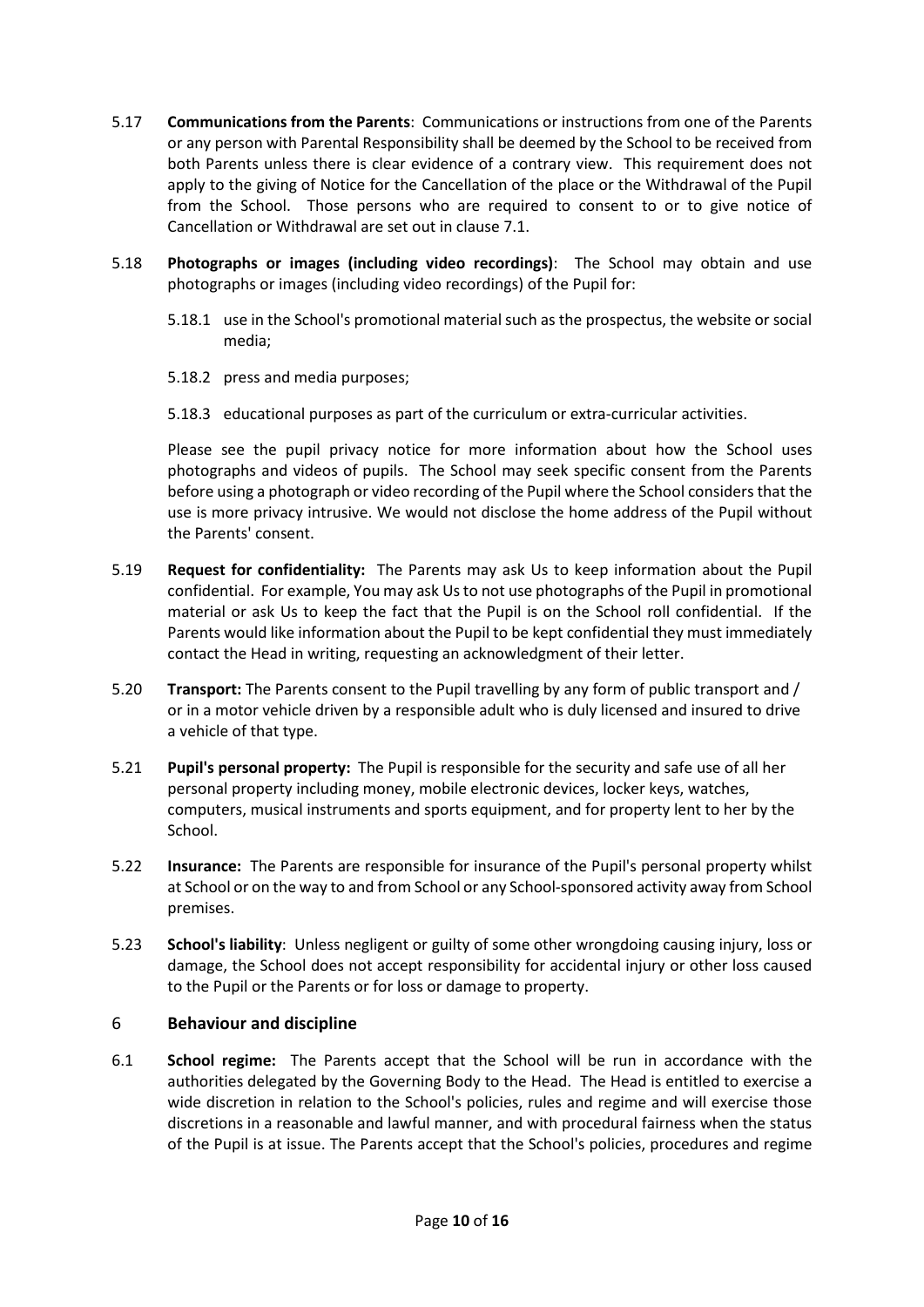5.17 **Communications from the Parents**: Communications or instructions from one of the Parents or any person with Parental Responsibility shall be deemed by the School to be received from both Parents unless there is clear evidence of a contrary view. This requirement does not apply to the giving of Notice for the Cancellation of the place or the Withdrawal of the Pupil from the School. Those persons who are required to consent to or to give notice of Cancellation or Withdrawal are set out in clause 7.1.

5.18 **Photographs or images (including video recordings)**: The School may obtain and use photographs or images (including video recordings) of the Pupil for:

5.18.1 use in the School's promotional material such as the prospectus, the website or social media;

5.18.2 press and media purposes;

5.18.3 educational purposes as part of the curriculum or extra-curricular activities.

Please see the pupil privacy notice for more information about how the School uses photographs and videos of pupils. The School may seek specific consent from the Parents before using a photograph or video recording of the Pupil where the School considers that the use is more privacy intrusive. We would not disclose the home address of the Pupil without the Parents' consent.

5.19 **Request for confidentiality:** The Parents may ask Us to keep information about the Pupil confidential. For example, You may ask Us to not use photographs of the Pupil in promotional material or ask Us to keep the fact that the Pupil is on the School roll confidential. If the Parents would like information about the Pupil to be kept confidential they must immediately contact the Head in writing, requesting an acknowledgment of their letter.

5.20 **Transport:** The Parents consent to the Pupil travelling by any form of public transport and / or in a motor vehicle driven by a responsible adult who is duly licensed and insured to drive a vehicle of that type.

5.21 **Pupil's personal property:** The Pupil is responsible for the security and safe use of all her personal property including money, mobile electronic devices, locker keys, watches, computers, musical instruments and sports equipment, and for property lent to her by the School.

5.22 **Insurance:** The Parents are responsible for insurance of the Pupil's personal property whilst at School or on the way to and from School or any School-sponsored activity away from School premises.

5.23 **School's liability**: Unless negligent or guilty of some other wrongdoing causing injury, loss or damage, the School does not accept responsibility for accidental injury or other loss caused to the Pupil or the Parents or for loss or damage to property.

## 6 Behaviour and discipline

6.1 **School regime:** The Parents accept that the School will be run in accordance with the authorities delegated by the Governing Body to the Head. The Head is entitled to exercise a wide discretion in relation to the School's policies, rules and regime and will exercise those discretions in a reasonable and lawful manner, and with procedural fairness when the status of the Pupil is at issue. The Parents accept that the School's policies, procedures and regime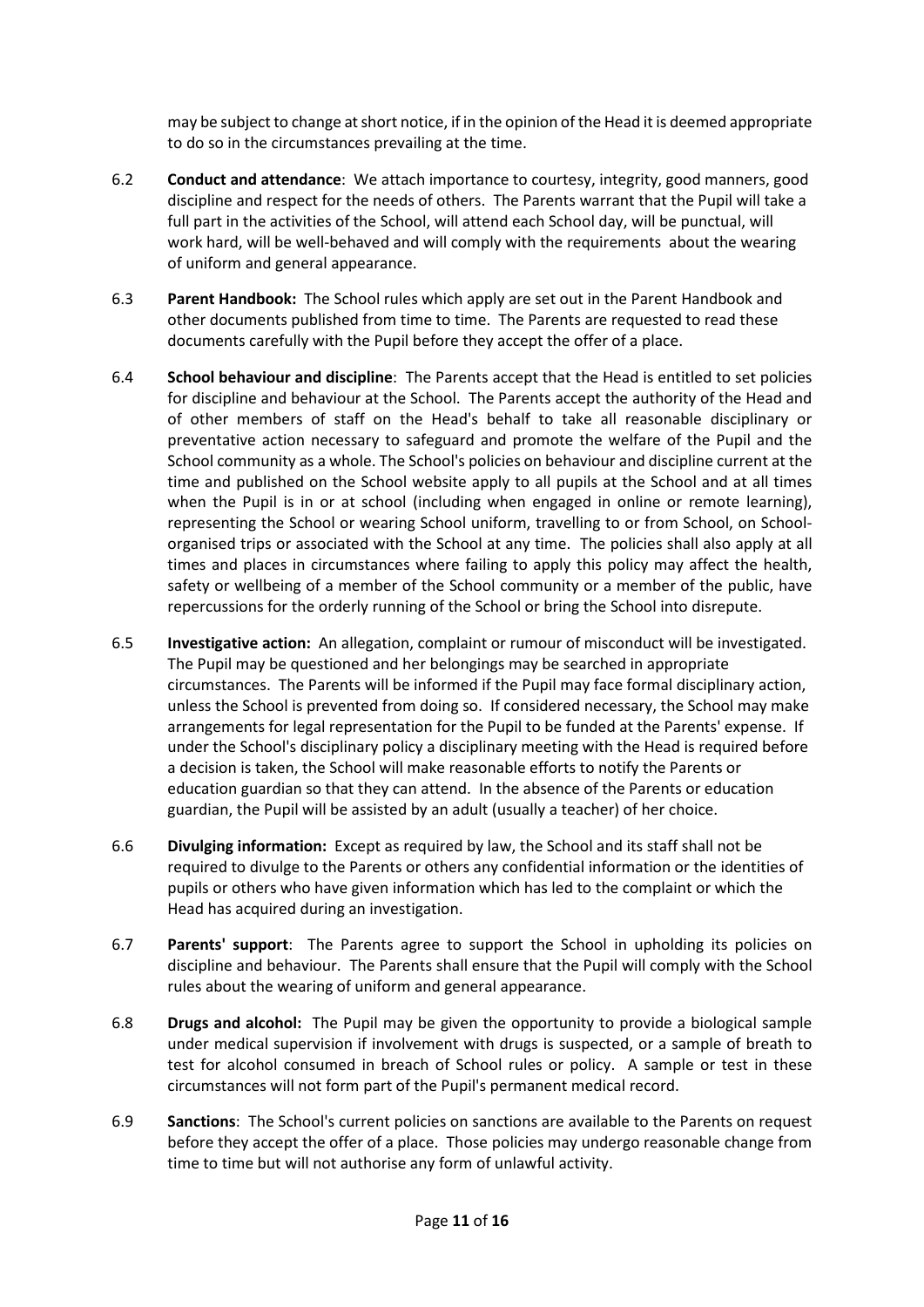may be subject to change at short notice, if in the opinion of the Head it is deemed appropriate to do so in the circumstances prevailing at the time.

6.2 **Conduct and attendance**: We attach importance to courtesy, integrity, good manners, good discipline and respect for the needs of others. The Parents warrant that the Pupil will take a full part in the activities of the School, will attend each School day, will be punctual, will work hard, will be well-behaved and will comply with the requirements about the wearing of uniform and general appearance.

6.3 **Parent Handbook:** The School rules which apply are set out in the Parent Handbook and other documents published from time to time. The Parents are requested to read these documents carefully with the Pupil before they accept the offer of a place.

6.4 **School behaviour and discipline**: The Parents accept that the Head is entitled to set policies for discipline and behaviour at the School. The Parents accept the authority of the Head and of other members of staff on the Head's behalf to take all reasonable disciplinary or preventative action necessary to safeguard and promote the welfare of the Pupil and the School community as a whole. The School's policies on behaviour and discipline current at the time and published on the School website apply to all pupils at the School and at all times when the Pupil is in or at school (including when engaged in online or remote learning), representing the School or wearing School uniform, travelling to or from School, on School-organised trips or associated with the School at any time. The policies shall also apply at all times and places in circumstances where failing to apply this policy may affect the health, safety or wellbeing of a member of the School community or a member of the public, have repercussions for the orderly running of the School or bring the School into disrepute.

6.5 **Investigative action:** An allegation, complaint or rumour of misconduct will be investigated. The Pupil may be questioned and her belongings may be searched in appropriate circumstances. The Parents will be informed if the Pupil may face formal disciplinary action, unless the School is prevented from doing so. If considered necessary, the School may make arrangements for legal representation for the Pupil to be funded at the Parents' expense. If under the School's disciplinary policy a disciplinary meeting with the Head is required before a decision is taken, the School will make reasonable efforts to notify the Parents or education guardian so that they can attend. In the absence of the Parents or education guardian, the Pupil will be assisted by an adult (usually a teacher) of her choice.

6.6 **Divulging information:** Except as required by law, the School and its staff shall not be required to divulge to the Parents or others any confidential information or the identities of pupils or others who have given information which has led to the complaint or which the Head has acquired during an investigation.

6.7 **Parents' support**: The Parents agree to support the School in upholding its policies on discipline and behaviour. The Parents shall ensure that the Pupil will comply with the School rules about the wearing of uniform and general appearance.

6.8 **Drugs and alcohol:** The Pupil may be given the opportunity to provide a biological sample under medical supervision if involvement with drugs is suspected, or a sample of breath to test for alcohol consumed in breach of School rules or policy. A sample or test in these circumstances will not form part of the Pupil's permanent medical record.

6.9 **Sanctions**: The School's current policies on sanctions are available to the Parents on request before they accept the offer of a place. Those policies may undergo reasonable change from time to time but will not authorise any form of unlawful activity.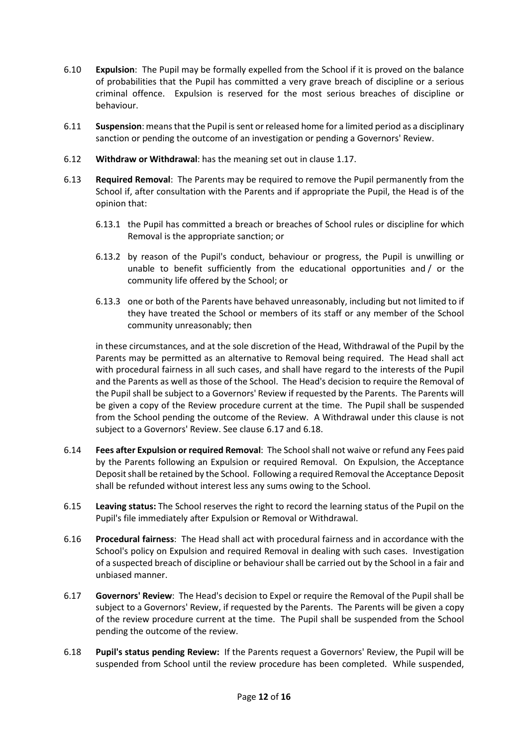6.10 **Expulsion**: The Pupil may be formally expelled from the School if it is proved on the balance of probabilities that the Pupil has committed a very grave breach of discipline or a serious criminal offence. Expulsion is reserved for the most serious breaches of discipline or behaviour.

6.11 **Suspension**: means that the Pupil is sent or released home for a limited period as a disciplinary sanction or pending the outcome of an investigation or pending a Governors' Review.

6.12 **Withdraw or Withdrawal**: has the meaning set out in clause 1.17.

6.13 **Required Removal**: The Parents may be required to remove the Pupil permanently from the School if, after consultation with the Parents and if appropriate the Pupil, the Head is of the opinion that:

6.13.1 the Pupil has committed a breach or breaches of School rules or discipline for which Removal is the appropriate sanction; or

6.13.2 by reason of the Pupil's conduct, behaviour or progress, the Pupil is unwilling or unable to benefit sufficiently from the educational opportunities and / or the community life offered by the School; or

6.13.3 one or both of the Parents have behaved unreasonably, including but not limited to if they have treated the School or members of its staff or any member of the School community unreasonably; then

in these circumstances, and at the sole discretion of the Head, Withdrawal of the Pupil by the Parents may be permitted as an alternative to Removal being required. The Head shall act with procedural fairness in all such cases, and shall have regard to the interests of the Pupil and the Parents as well as those of the School. The Head's decision to require the Removal of the Pupil shall be subject to a Governors' Review if requested by the Parents. The Parents will be given a copy of the Review procedure current at the time. The Pupil shall be suspended from the School pending the outcome of the Review. A Withdrawal under this clause is not subject to a Governors' Review. See clause 6.17 and 6.18.

6.14 **Fees after Expulsion or required Removal**: The School shall not waive or refund any Fees paid by the Parents following an Expulsion or required Removal. On Expulsion, the Acceptance Deposit shall be retained by the School. Following a required Removal the Acceptance Deposit shall be refunded without interest less any sums owing to the School.

6.15 **Leaving status:** The School reserves the right to record the learning status of the Pupil on the Pupil's file immediately after Expulsion or Removal or Withdrawal.

6.16 **Procedural fairness**: The Head shall act with procedural fairness and in accordance with the School's policy on Expulsion and required Removal in dealing with such cases. Investigation of a suspected breach of discipline or behaviour shall be carried out by the School in a fair and unbiased manner.

6.17 **Governors' Review**: The Head's decision to Expel or require the Removal of the Pupil shall be subject to a Governors' Review, if requested by the Parents. The Parents will be given a copy of the review procedure current at the time. The Pupil shall be suspended from the School pending the outcome of the review.

6.18 **Pupil's status pending Review:** If the Parents request a Governors' Review, the Pupil will be suspended from School until the review procedure has been completed. While suspended,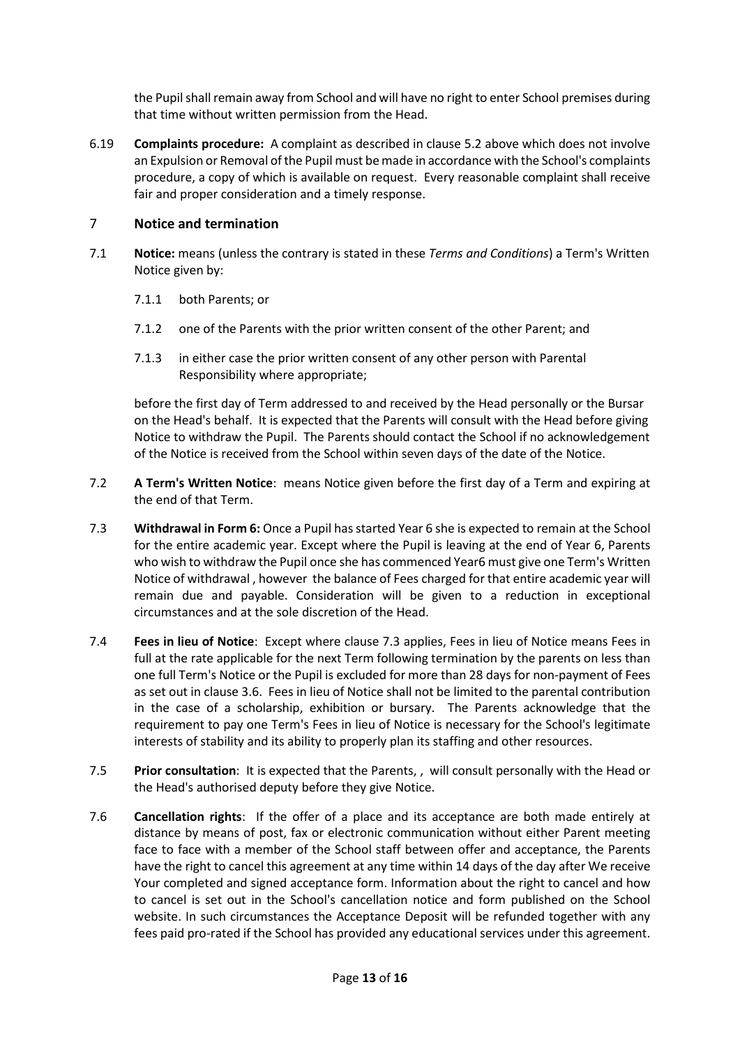the Pupil shall remain away from School and will have no right to enter School premises during that time without written permission from the Head.

6.19 **Complaints procedure:** A complaint as described in clause 5.2 above which does not involve an Expulsion or Removal of the Pupil must be made in accordance with the School's complaints procedure, a copy of which is available on request. Every reasonable complaint shall receive fair and proper consideration and a timely response.

## 7 Notice and termination

7.1 **Notice:** means (unless the contrary is stated in these *Terms and Conditions*) a Term's Written Notice given by:

7.1.1 both Parents; or

7.1.2 one of the Parents with the prior written consent of the other Parent; and

7.1.3 in either case the prior written consent of any other person with Parental Responsibility where appropriate;

before the first day of Term addressed to and received by the Head personally or the Bursar on the Head's behalf. It is expected that the Parents will consult with the Head before giving Notice to withdraw the Pupil. The Parents should contact the School if no acknowledgement of the Notice is received from the School within seven days of the date of the Notice.

7.2 **A Term's Written Notice**: means Notice given before the first day of a Term and expiring at the end of that Term.

7.3 **Withdrawal in Form 6:** Once a Pupil has started Year 6 she is expected to remain at the School for the entire academic year. Except where the Pupil is leaving at the end of Year 6, Parents who wish to withdraw the Pupil once she has commenced Year6 must give one Term's Written Notice of withdrawal , however the balance of Fees charged for that entire academic year will remain due and payable. Consideration will be given to a reduction in exceptional circumstances and at the sole discretion of the Head.

7.4 **Fees in lieu of Notice**: Except where clause 7.3 applies, Fees in lieu of Notice means Fees in full at the rate applicable for the next Term following termination by the parents on less than one full Term's Notice or the Pupil is excluded for more than 28 days for non-payment of Fees as set out in clause 3.6. Fees in lieu of Notice shall not be limited to the parental contribution in the case of a scholarship, exhibition or bursary. The Parents acknowledge that the requirement to pay one Term's Fees in lieu of Notice is necessary for the School's legitimate interests of stability and its ability to properly plan its staffing and other resources.

7.5 **Prior consultation**: It is expected that the Parents, , will consult personally with the Head or the Head's authorised deputy before they give Notice.

7.6 **Cancellation rights**: If the offer of a place and its acceptance are both made entirely at distance by means of post, fax or electronic communication without either Parent meeting face to face with a member of the School staff between offer and acceptance, the Parents have the right to cancel this agreement at any time within 14 days of the day after We receive Your completed and signed acceptance form. Information about the right to cancel and how to cancel is set out in the School's cancellation notice and form published on the School website. In such circumstances the Acceptance Deposit will be refunded together with any fees paid pro-rated if the School has provided any educational services under this agreement.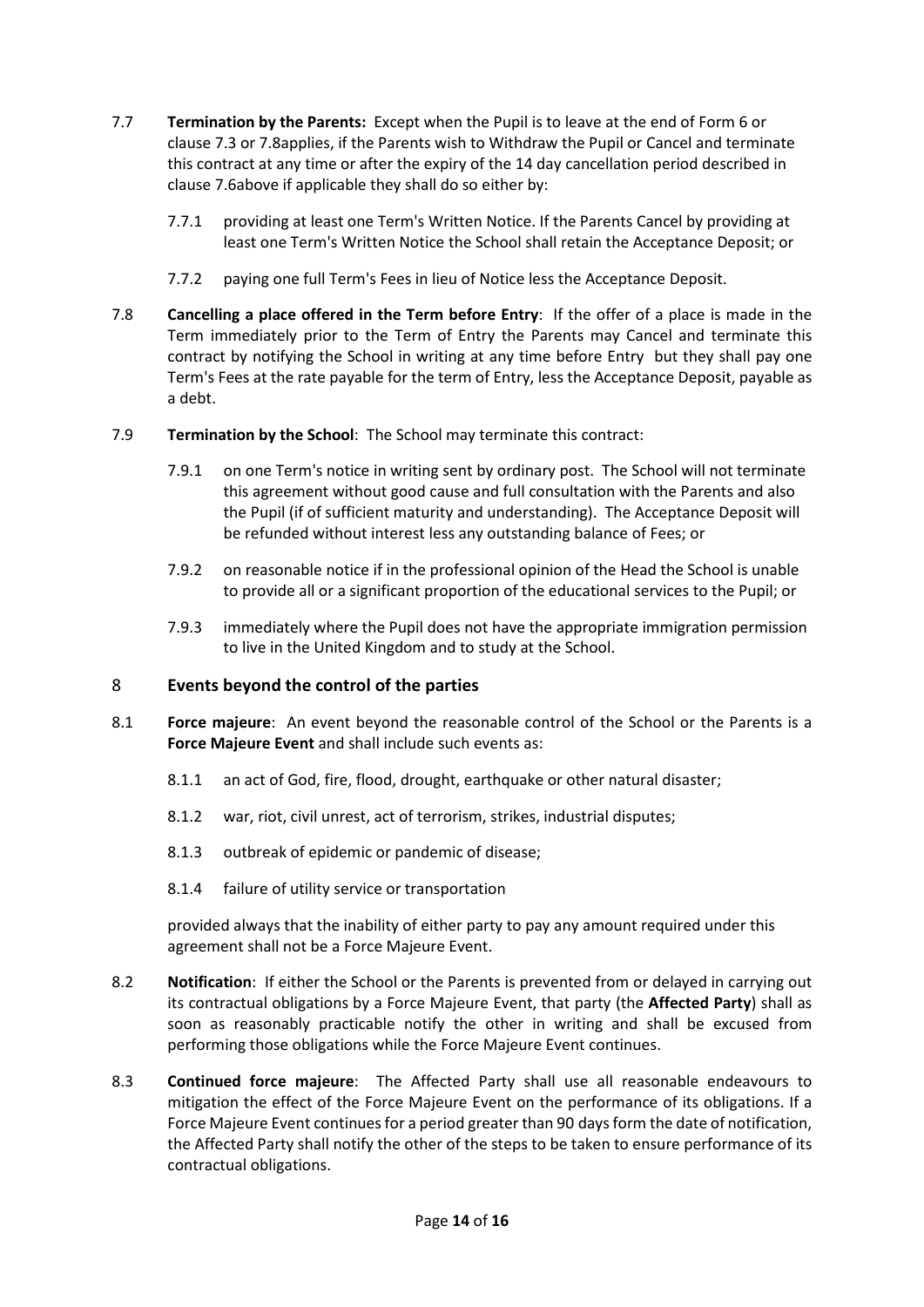7.7 **Termination by the Parents:** Except when the Pupil is to leave at the end of Form 6 or clause 7.3 or 7.8applies, if the Parents wish to Withdraw the Pupil or Cancel and terminate this contract at any time or after the expiry of the 14 day cancellation period described in clause 7.6above if applicable they shall do so either by:

7.7.1 providing at least one Term's Written Notice. If the Parents Cancel by providing at least one Term's Written Notice the School shall retain the Acceptance Deposit; or

7.7.2 paying one full Term's Fees in lieu of Notice less the Acceptance Deposit.

7.8 **Cancelling a place offered in the Term before Entry**: If the offer of a place is made in the Term immediately prior to the Term of Entry the Parents may Cancel and terminate this contract by notifying the School in writing at any time before Entry but they shall pay one Term's Fees at the rate payable for the term of Entry, less the Acceptance Deposit, payable as a debt.

7.9 **Termination by the School**: The School may terminate this contract:

7.9.1 on one Term's notice in writing sent by ordinary post. The School will not terminate this agreement without good cause and full consultation with the Parents and also the Pupil (if of sufficient maturity and understanding). The Acceptance Deposit will be refunded without interest less any outstanding balance of Fees; or

7.9.2 on reasonable notice if in the professional opinion of the Head the School is unable to provide all or a significant proportion of the educational services to the Pupil; or

7.9.3 immediately where the Pupil does not have the appropriate immigration permission to live in the United Kingdom and to study at the School.

## 8 Events beyond the control of the parties

8.1 **Force majeure**: An event beyond the reasonable control of the School or the Parents is a **Force Majeure Event** and shall include such events as:

8.1.1 an act of God, fire, flood, drought, earthquake or other natural disaster;

8.1.2 war, riot, civil unrest, act of terrorism, strikes, industrial disputes;

8.1.3 outbreak of epidemic or pandemic of disease;

8.1.4 failure of utility service or transportation

provided always that the inability of either party to pay any amount required under this agreement shall not be a Force Majeure Event.

8.2 **Notification**: If either the School or the Parents is prevented from or delayed in carrying out its contractual obligations by a Force Majeure Event, that party (the **Affected Party**) shall as soon as reasonably practicable notify the other in writing and shall be excused from performing those obligations while the Force Majeure Event continues.

8.3 **Continued force majeure**: The Affected Party shall use all reasonable endeavours to mitigation the effect of the Force Majeure Event on the performance of its obligations. If a Force Majeure Event continues for a period greater than 90 days form the date of notification, the Affected Party shall notify the other of the steps to be taken to ensure performance of its contractual obligations.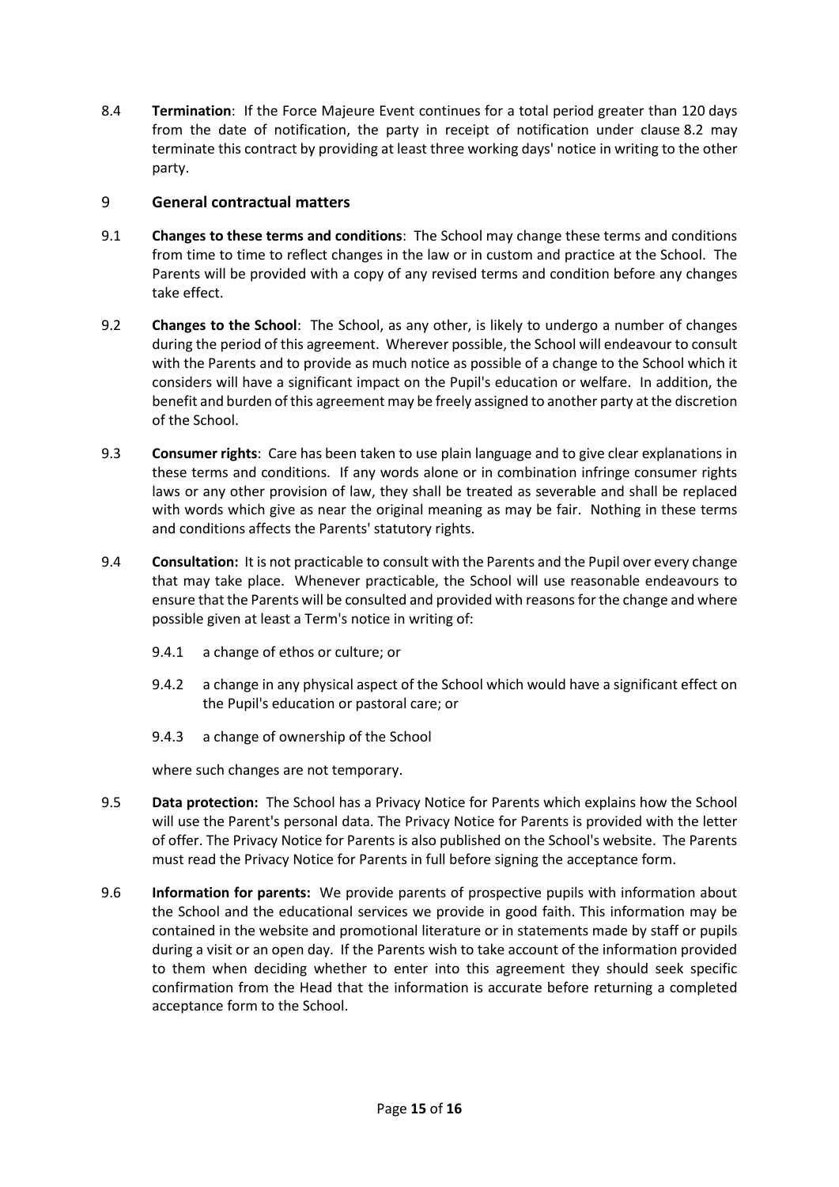8.4 **Termination**: If the Force Majeure Event continues for a total period greater than 120 days from the date of notification, the party in receipt of notification under clause 8.2 may terminate this contract by providing at least three working days' notice in writing to the other party.

## 9 General contractual matters

9.1 **Changes to these terms and conditions**: The School may change these terms and conditions from time to time to reflect changes in the law or in custom and practice at the School. The Parents will be provided with a copy of any revised terms and condition before any changes take effect.

9.2 **Changes to the School**: The School, as any other, is likely to undergo a number of changes during the period of this agreement. Wherever possible, the School will endeavour to consult with the Parents and to provide as much notice as possible of a change to the School which it considers will have a significant impact on the Pupil's education or welfare. In addition, the benefit and burden of this agreement may be freely assigned to another party at the discretion of the School.

9.3 **Consumer rights**: Care has been taken to use plain language and to give clear explanations in these terms and conditions. If any words alone or in combination infringe consumer rights laws or any other provision of law, they shall be treated as severable and shall be replaced with words which give as near the original meaning as may be fair. Nothing in these terms and conditions affects the Parents' statutory rights.

9.4 **Consultation:** It is not practicable to consult with the Parents and the Pupil over every change that may take place. Whenever practicable, the School will use reasonable endeavours to ensure that the Parents will be consulted and provided with reasons for the change and where possible given at least a Term's notice in writing of:

9.4.1 a change of ethos or culture; or

9.4.2 a change in any physical aspect of the School which would have a significant effect on the Pupil's education or pastoral care; or

9.4.3 a change of ownership of the School

where such changes are not temporary.

9.5 **Data protection:** The School has a Privacy Notice for Parents which explains how the School will use the Parent's personal data. The Privacy Notice for Parents is provided with the letter of offer. The Privacy Notice for Parents is also published on the School's website. The Parents must read the Privacy Notice for Parents in full before signing the acceptance form.

9.6 **Information for parents:** We provide parents of prospective pupils with information about the School and the educational services we provide in good faith. This information may be contained in the website and promotional literature or in statements made by staff or pupils during a visit or an open day. If the Parents wish to take account of the information provided to them when deciding whether to enter into this agreement they should seek specific confirmation from the Head that the information is accurate before returning a completed acceptance form to the School.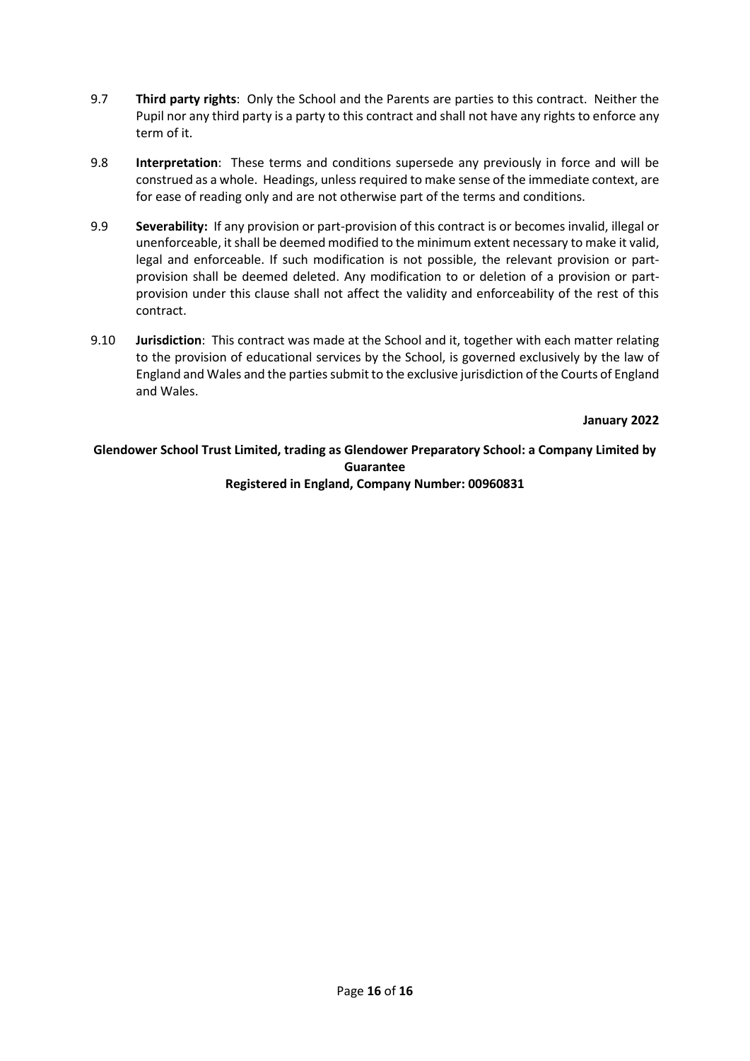9.7 **Third party rights**: Only the School and the Parents are parties to this contract. Neither the Pupil nor any third party is a party to this contract and shall not have any rights to enforce any term of it.

9.8 **Interpretation**: These terms and conditions supersede any previously in force and will be construed as a whole. Headings, unless required to make sense of the immediate context, are for ease of reading only and are not otherwise part of the terms and conditions.

9.9 **Severability:** If any provision or part-provision of this contract is or becomes invalid, illegal or unenforceable, it shall be deemed modified to the minimum extent necessary to make it valid, legal and enforceable. If such modification is not possible, the relevant provision or part-provision shall be deemed deleted. Any modification to or deletion of a provision or part-provision under this clause shall not affect the validity and enforceability of the rest of this contract.

9.10 **Jurisdiction**: This contract was made at the School and it, together with each matter relating to the provision of educational services by the School, is governed exclusively by the law of England and Wales and the parties submit to the exclusive jurisdiction of the Courts of England and Wales.

**January 2022**

**Glendower School Trust Limited, trading as Glendower Preparatory School: a Company Limited by Guarantee**
**Registered in England, Company Number: 00960831**